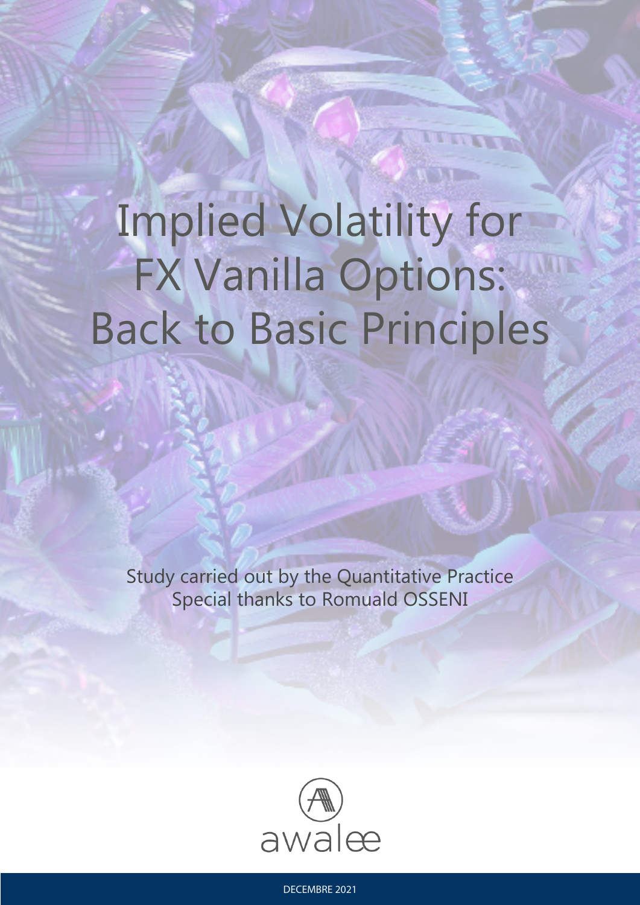# Implied Volatility for FX Vanilla Options: Back to Basic Principles

Study carried out by the Quantitative Practice
Special thanks to Romuald OSSENI

awalee

DECEMBRE 2021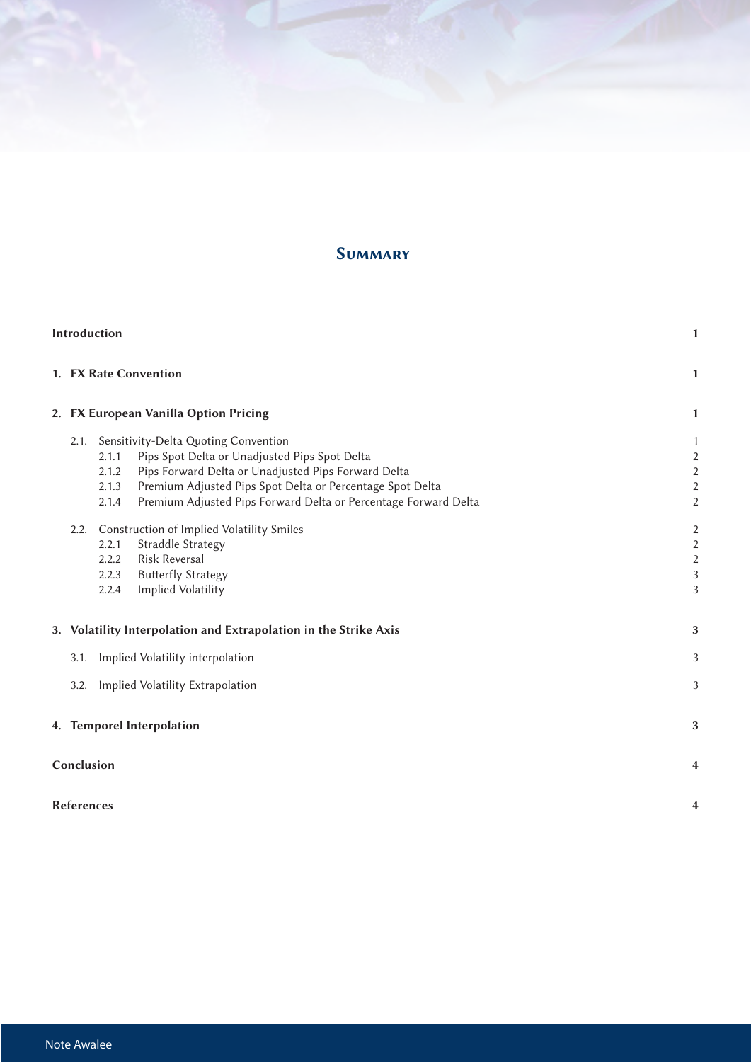# Summary

| | |
|---|---|
| **Introduction** | **1** |
| **1. FX Rate Convention** | **1** |
| **2. FX European Vanilla Option Pricing** | **1** |
| 2.1. Sensitivity-Delta Quoting Convention | 1 |
| 2.1.1 Pips Spot Delta or Unadjusted Pips Spot Delta | 2 |
| 2.1.2 Pips Forward Delta or Unadjusted Pips Forward Delta | 2 |
| 2.1.3 Premium Adjusted Pips Spot Delta or Percentage Spot Delta | 2 |
| 2.1.4 Premium Adjusted Pips Forward Delta or Percentage Forward Delta | 2 |
| 2.2. Construction of Implied Volatility Smiles | 2 |
| 2.2.1 Straddle Strategy | 2 |
| 2.2.2 Risk Reversal | 2 |
| 2.2.3 Butterfly Strategy | 3 |
| 2.2.4 Implied Volatility | 3 |
| **3. Volatility Interpolation and Extrapolation in the Strike Axis** | **3** |
| 3.1. Implied Volatility interpolation | 3 |
| 3.2. Implied Volatility Extrapolation | 3 |
| **4. Temporel Interpolation** | **3** |
| **Conclusion** | **4** |
| **References** | **4** |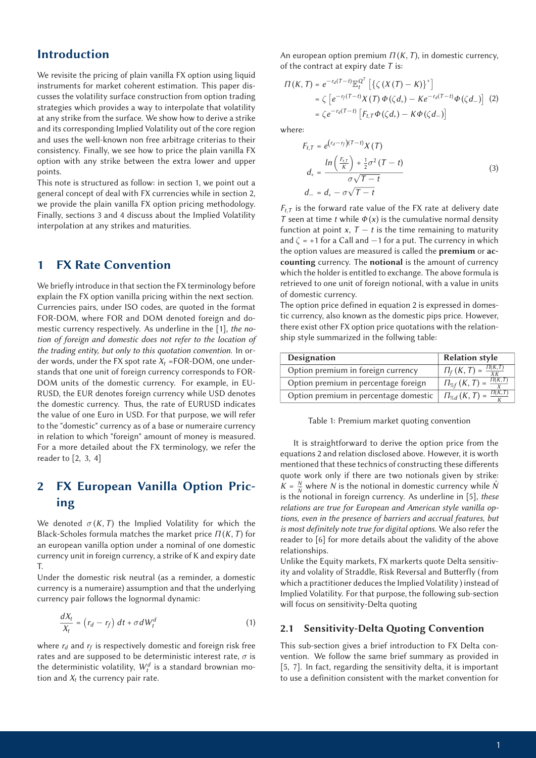## Introduction

We revisite the pricing of plain vanilla FX option using liquid instruments for market coherent estimation. This paper discusses the volatility surface construction from option trading strategies which provides a way to interpolate that volatility at any strike from the surface. We show how to derive a strike and its corresponding Implied Volatility out of the core region and uses the well-known non free arbitrage criterias to their consistency. Finally, we see how to price the plain vanilla FX option with any strike between the extra lower and upper points.

This note is structured as follow: in section 1, we point out a general concept of deal with FX currencies while in section 2, we provide the plain vanilla FX option pricing methodology. Finally, sections 3 and 4 discuss about the Implied Volatility interpolation at any strikes and maturities.

## 1 FX Rate Convention

We briefly introduce in that section the FX terminology before explain the FX option vanilla pricing within the next section. Currencies pairs, under ISO codes, are quoted in the format FOR-DOM, where FOR and DOM denoted foreign and domestic currency respectively. As underline in the [1], *the notion of foreign and domestic does not refer to the location of the trading entity, but only to this quotation convention.* In order words, under the FX spot rate $X_t$ =FOR-DOM, one understands that one unit of foreign currency corresponds to FOR-DOM units of the domestic currency. For example, in EURUSD, the EUR denotes foreign currency while USD denotes the domestic currency. Thus, the rate of EURUSD indicates the value of one Euro in USD. For that purpose, we will refer to the "domestic" currency as of a base or numeraire currency in relation to which "foreign" amount of money is measured. For a more detailed about the FX terminology, we refer the reader to [2, 3, 4]

## 2 FX European Vanilla Option Pricing

We denoted $\sigma(K,T)$ the Implied Volatility for which the Black-Scholes formula matches the market price $\Pi(K,T)$ for an european vanilla option under a nominal of one domestic currency unit in foreign currency, a strike of K and expiry date T.

Under the domestic risk neutral (as a reminder, a domestic currency is a numeraire) assumption and that the underlying currency pair follows the lognormal dynamic:

$$\frac{dX_t}{X_t} = \left(r_d - r_f\right)dt + \sigma dW_t^d \tag{1}$$

where $r_d$ and $r_f$ is respectively domestic and foreign risk free rates and are supposed to be deterministic interest rate, $\sigma$ is the deterministic volatility, $W_t^d$ is a standard brownian motion and $X_t$ the currency pair rate.

An european option premium $\Pi(K,T)$, in domestic currency, of the contract at expiry date $T$ is:

$$\begin{aligned}\Pi(K,T) &= e^{-r_d(T-t)}\mathbb{E}_t^{Q^T}\left[\left\{\zeta\left(X(T)-K\right)\right\}^+\right] \\ &= \zeta\left[e^{-r_f(T-t)}X(T)\,\Phi(\zeta d_+) - Ke^{-r_d(T-t)}\Phi(\zeta d_-)\right] \\ &= \zeta e^{-r_d(T-t)}\left[F_{t,T}\Phi(\zeta d_+) - K\Phi(\zeta d_-)\right]\end{aligned} \tag{2}$$

where:

$$\begin{aligned}F_{t,T} &= e^{\left(r_d-r_f\right)(T-t)}X(T) \\ d_+ &= \frac{ln\left(\frac{F_{t,T}}{K}\right) + \frac{1}{2}\sigma^2(T-t)}{\sigma\sqrt{T-t}} \\ d_- &= d_+ - \sigma\sqrt{T-t}\end{aligned} \tag{3}$$

$F_{t,T}$ is the forward rate value of the FX rate at delivery date $T$ seen at time $t$ while $\Phi(x)$ is the cumulative normal density function at point $x$, $T-t$ is the time remaining to maturity and $\zeta = +1$ for a Call and $-1$ for a put. The currency in which the option values are measured is called the **premium** or **accounting** currency. The **notional** is the amount of currency which the holder is entitled to exchange. The above formula is retrieved to one unit of foreign notional, with a value in units of domestic currency.

The option price defined in equation 2 is expressed in domestic currency, also known as the domestic pips price. However, there exist other FX option price quotations with the relationship style summarized in the follwing table:

| Designation | Relation style |
|---|---|
| Option premium in foreign currency | $\Pi_f(K,T) = \frac{\Pi(K,T)}{XK}$ |
| Option premium in percentage foreign | $\Pi_{\%f}(K,T) = \frac{\Pi(K,T)}{X}$ |
| Option premium in percentage domestic | $\Pi_{\%d}(K,T) = \frac{\Pi(K,T)}{K}$ |

Table 1: Premium market quoting convention

It is straightforward to derive the option price from the equations 2 and relation disclosed above. However, it is worth mentioned that these technics of constructing these differents quote work only if there are two notionals given by strike: $K = \frac{N}{\hat{N}}$ where $N$ is the notional in domestic currency while $\hat{N}$ is the notional in foreign currency. As underline in [5], *these relations are true for European and American style vanilla options, even in the presence of barriers and accrual features, but is most definitely note true for digital options.* We also refer the reader to [6] for more details about the validity of the above relationships.

Unlike the Equity markets, FX markerts quote Delta sensitivity and volality of Straddle, Risk Reversal and Butterfly (from which a practitioner deduces the Implied Volatility) instead of Implied Volatility. For that purpose, the following sub-section will focus on sensitivity-Delta quoting

### 2.1 Sensitivity-Delta Quoting Convention

This sub-section gives a brief introduction to FX Delta convention. We follow the same brief summary as provided in [5, 7]. In fact, regarding the sensitivity delta, it is important to use a definition consistent with the market convention for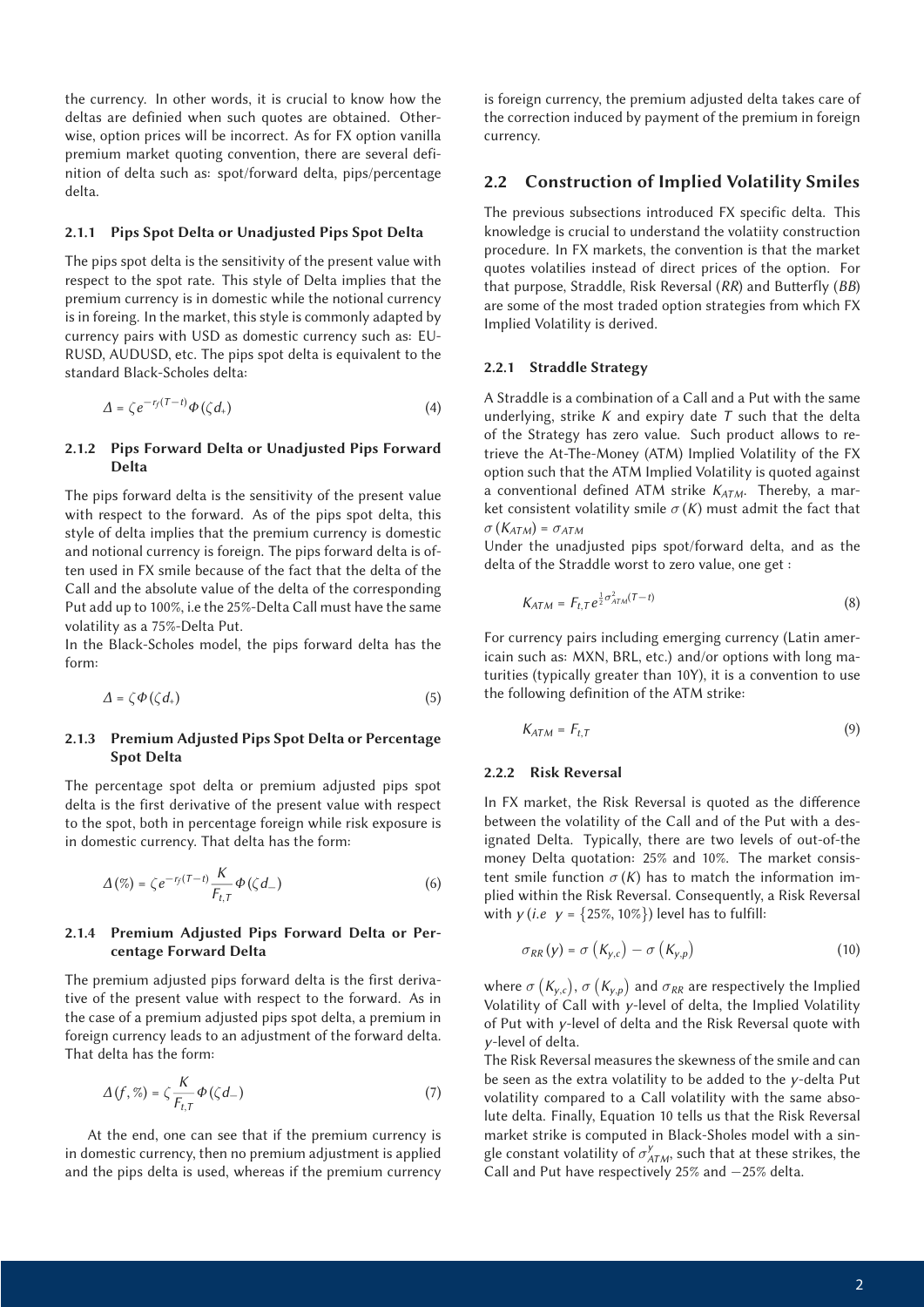the currency. In other words, it is crucial to know how the deltas are definied when such quotes are obtained. Otherwise, option prices will be incorrect. As for FX option vanilla premium market quoting convention, there are several definition of delta such as: spot/forward delta, pips/percentage delta.

#### 2.1.1 Pips Spot Delta or Unadjusted Pips Spot Delta

The pips spot delta is the sensitivity of the present value with respect to the spot rate. This style of Delta implies that the premium currency is in domestic while the notional currency is in foreing. In the market, this style is commonly adapted by currency pairs with USD as domestic currency such as: EURUSD, AUDUSD, etc. The pips spot delta is equivalent to the standard Black-Scholes delta:

$$\Delta = \zeta e^{-r_f(T-t)}\Phi(\zeta d_+) \tag{4}$$

#### 2.1.2 Pips Forward Delta or Unadjusted Pips Forward Delta

The pips forward delta is the sensitivity of the present value with respect to the forward. As of the pips spot delta, this style of delta implies that the premium currency is domestic and notional currency is foreign. The pips forward delta is often used in FX smile because of the fact that the delta of the Call and the absolute value of the delta of the corresponding Put add up to 100%, i.e the 25%-Delta Call must have the same volatility as a 75%-Delta Put.

In the Black-Scholes model, the pips forward delta has the form:

$$\Delta = \zeta\Phi(\zeta d_+) \tag{5}$$

#### 2.1.3 Premium Adjusted Pips Spot Delta or Percentage Spot Delta

The percentage spot delta or premium adjusted pips spot delta is the first derivative of the present value with respect to the spot, both in percentage foreign while risk exposure is in domestic currency. That delta has the form:

$$\Delta(\%) = \zeta e^{-r_f(T-t)}\frac{K}{F_{t,T}}\Phi(\zeta d_-) \tag{6}$$

#### 2.1.4 Premium Adjusted Pips Forward Delta or Percentage Forward Delta

The premium adjusted pips forward delta is the first derivative of the present value with respect to the forward. As in the case of a premium adjusted pips spot delta, a premium in foreign currency leads to an adjustment of the forward delta. That delta has the form:

$$\Delta(f,\%) = \zeta\frac{K}{F_{t,T}}\Phi(\zeta d_-) \tag{7}$$

At the end, one can see that if the premium currency is in domestic currency, then no premium adjustment is applied and the pips delta is used, whereas if the premium currency is foreign currency, the premium adjusted delta takes care of the correction induced by payment of the premium in foreign currency.

### 2.2 Construction of Implied Volatility Smiles

The previous subsections introduced FX specific delta. This knowledge is crucial to understand the volatiity construction procedure. In FX markets, the convention is that the market quotes volatilies instead of direct prices of the option. For that purpose, Straddle, Risk Reversal (*RR*) and Butterfly (*BB*) are some of the most traded option strategies from which FX Implied Volatility is derived.

#### 2.2.1 Straddle Strategy

A Straddle is a combination of a Call and a Put with the same underlying, strike $K$ and expiry date $T$ such that the delta of the Strategy has zero value. Such product allows to retrieve the At-The-Money (ATM) Implied Volatility of the FX option such that the ATM Implied Volatility is quoted against a conventional defined ATM strike $K_{ATM}$. Thereby, a market consistent volatility smile $\sigma(K)$ must admit the fact that $\sigma(K_{ATM}) = \sigma_{ATM}$

Under the unadjusted pips spot/forward delta, and as the delta of the Straddle worst to zero value, one get :

$$K_{ATM} = F_{t,T}e^{\frac{1}{2}\sigma^2_{ATM}(T-t)} \tag{8}$$

For currency pairs including emerging currency (Latin americain such as: MXN, BRL, etc.) and/or options with long maturities (typically greater than 10Y), it is a convention to use the following definition of the ATM strike:

$$K_{ATM} = F_{t,T} \tag{9}$$

#### 2.2.2 Risk Reversal

In FX market, the Risk Reversal is quoted as the difference between the volatility of the Call and of the Put with a designated Delta. Typically, there are two levels of out-of-the money Delta quotation: 25% and 10%. The market consistent smile function $\sigma(K)$ has to match the information implied within the Risk Reversal. Consequently, a Risk Reversal with $y$ (*i.e* $y = \{25\%, 10\%\}$) level has to fulfill:

$$\sigma_{RR}(y) = \sigma\left(K_{y,c}\right) - \sigma\left(K_{y,p}\right) \tag{10}$$

where $\sigma\left(K_{y,c}\right)$, $\sigma\left(K_{y,p}\right)$ and $\sigma_{RR}$ are respectively the Implied Volatility of Call with $y$-level of delta, the Implied Volatility of Put with $y$-level of delta and the Risk Reversal quote with $y$-level of delta.

The Risk Reversal measures the skewness of the smile and can be seen as the extra volatility to be added to the $y$-delta Put volatility compared to a Call volatility with the same absolute delta. Finally, Equation 10 tells us that the Risk Reversal market strike is computed in Black-Sholes model with a single constant volatility of $\sigma^y_{ATM}$, such that at these strikes, the Call and Put have respectively 25% and −25% delta.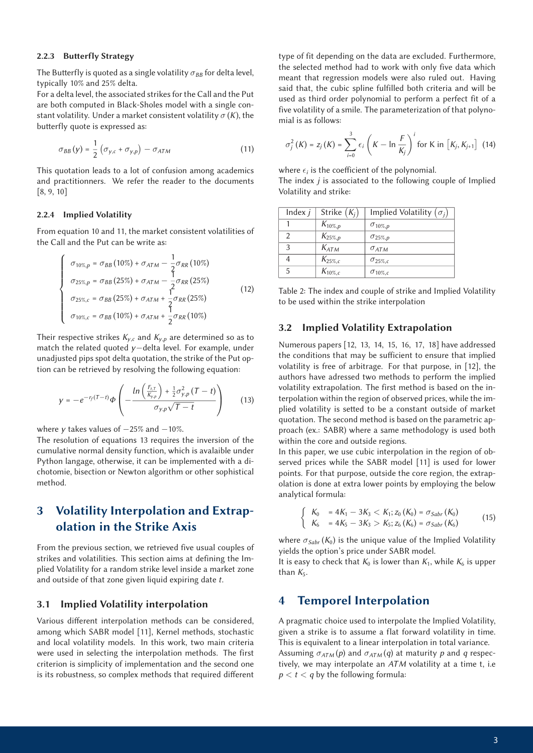#### 2.2.3 Butterfly Strategy

The Butterfly is quoted as a single volatility $\sigma_{BB}$ for delta level, typically 10% and 25% delta.

For a delta level, the associated strikes for the Call and the Put are both computed in Black-Sholes model with a single constant volatility. Under a market consistent volatility $\sigma(K)$, the butterfly quote is expressed as:

$$\sigma_{BB}(y) = \frac{1}{2}\left(\sigma_{y,c} + \sigma_{y,p}\right) - \sigma_{ATM} \tag{11}$$

This quotation leads to a lot of confusion among academics and practitionners. We refer the reader to the documents [8, 9, 10]

#### 2.2.4 Implied Volatility

From equation 10 and 11, the market consistent volatilities of the Call and the Put can be write as:

$$\begin{cases} \sigma_{10\%,p} = \sigma_{BB}(10\%) + \sigma_{ATM} - \frac{1}{2}\sigma_{RR}(10\%) \\ \sigma_{25\%,p} = \sigma_{BB}(25\%) + \sigma_{ATM} - \frac{1}{2}\sigma_{RR}(25\%) \\ \sigma_{25\%,c} = \sigma_{BB}(25\%) + \sigma_{ATM} + \frac{1}{2}\sigma_{RR}(25\%) \\ \sigma_{10\%,c} = \sigma_{BB}(10\%) + \sigma_{ATM} + \frac{1}{2}\sigma_{RR}(10\%) \end{cases} \tag{12}$$

Their respective strikes $K_{y,c}$ and $K_{y,p}$ are determined so as to match the related quoted $y$−delta level. For example, under unadjusted pips spot delta quotation, the strike of the Put option can be retrieved by resolving the following equation:

$$y = -e^{-r_f(T-t)}\Phi\left(-\frac{ln\left(\frac{F_{t,T}}{K_{y,p}}\right) + \frac{1}{2}\sigma_{y,p}^2(T-t)}{\sigma_{y,p}\sqrt{T-t}}\right) \tag{13}$$

where $y$ takes values of −25% and −10%.

The resolution of equations 13 requires the inversion of the cumulative normal density function, which is avalaible under Python langage, otherwise, it can be implemented with a dichotomie, bisection or Newton algorithm or other sophistical method.

## 3 Volatility Interpolation and Extrapolation in the Strike Axis

From the previous section, we retrieved five usual couples of strikes and volatilities. This section aims at defining the Implied Volatility for a random strike level inside a market zone and outside of that zone given liquid expiring date $t$.

### 3.1 Implied Volatility interpolation

Various different interpolation methods can be considered, among which SABR model [11], Kernel methods, stochastic and local volatility models. In this work, two main criteria were used in selecting the interpolation methods. The first criterion is simplicity of implementation and the second one is its robustness, so complex methods that required different type of fit depending on the data are excluded. Furthermore, the selected method had to work with only five data which meant that regression models were also ruled out. Having said that, the cubic spline fulfilled both criteria and will be used as third order polynomial to perform a perfect fit of a five volatility of a smile. The parameterization of that polynomial is as follows:

$$\sigma_j^2(K) = z_j(K) = \sum_{i=0}^{3}\epsilon_i\left(K - \ln\frac{F}{K_j}\right)^i \text{ for K in } \left[K_j, K_{j+1}\right] \tag{14}$$

where $\epsilon_i$ is the coefficient of the polynomial.

The index $j$ is associated to the following couple of Implied Volatility and strike:

| Index $j$ | Strike $(K_j)$ | Implied Volatility $(\sigma_j)$ |
|---|---|---|
| 1 | $K_{10\%,p}$ | $\sigma_{10\%,p}$ |
| 2 | $K_{25\%,p}$ | $\sigma_{25\%,p}$ |
| 3 | $K_{ATM}$ | $\sigma_{ATM}$ |
| 4 | $K_{25\%,c}$ | $\sigma_{25\%,c}$ |
| 5 | $K_{10\%,c}$ | $\sigma_{10\%,c}$ |

Table 2: The index and couple of strike and Implied Volatility to be used within the strike interpolation

### 3.2 Implied Volatility Extrapolation

Numerous papers [12, 13, 14, 15, 16, 17, 18] have addressed the conditions that may be sufficient to ensure that implied volatility is free of arbitrage. For that purpose, in [12], the authors have adressed two methods to perform the implied volatility extrapolation. The first method is based on the interpolation within the region of observed prices, while the implied volatility is setted to be a constant outside of market quotation. The second method is based on the parametric approach (ex.: SABR) where a same methodology is used both within the core and outside regions.

In this paper, we use cubic interpolation in the region of observed prices while the SABR model [11] is used for lower points. For that purpose, outside the core region, the extrapolation is done at extra lower points by employing the below analytical formula:

$$\begin{cases} K_0 &= 4K_1 - 3K_3 < K_1; z_0(K_0) = \sigma_{Sabr}(K_0) \\ K_6 &= 4K_5 - 3K_3 > K_5; z_6(K_6) = \sigma_{Sabr}(K_6) \end{cases} \tag{15}$$

where $\sigma_{Sabr}(K_0)$ is the unique value of the Implied Volatility yields the option's price under SABR model.

It is easy to check that $K_0$ is lower than $K_1$, while $K_6$ is upper than $K_5$.

## 4 Temporel Interpolation

A pragmatic choice used to interpolate the Implied Volatility, given a strike is to assume a flat forward volatility in time. This is equivalent to a linear interpolation in total variance. Assuming $\sigma_{ATM}(p)$ and $\sigma_{ATM}(q)$ at maturity $p$ and $q$ respectively, we may interpolate an $ATM$ volatility at a time t, i.e $p < t < q$ by the following formula: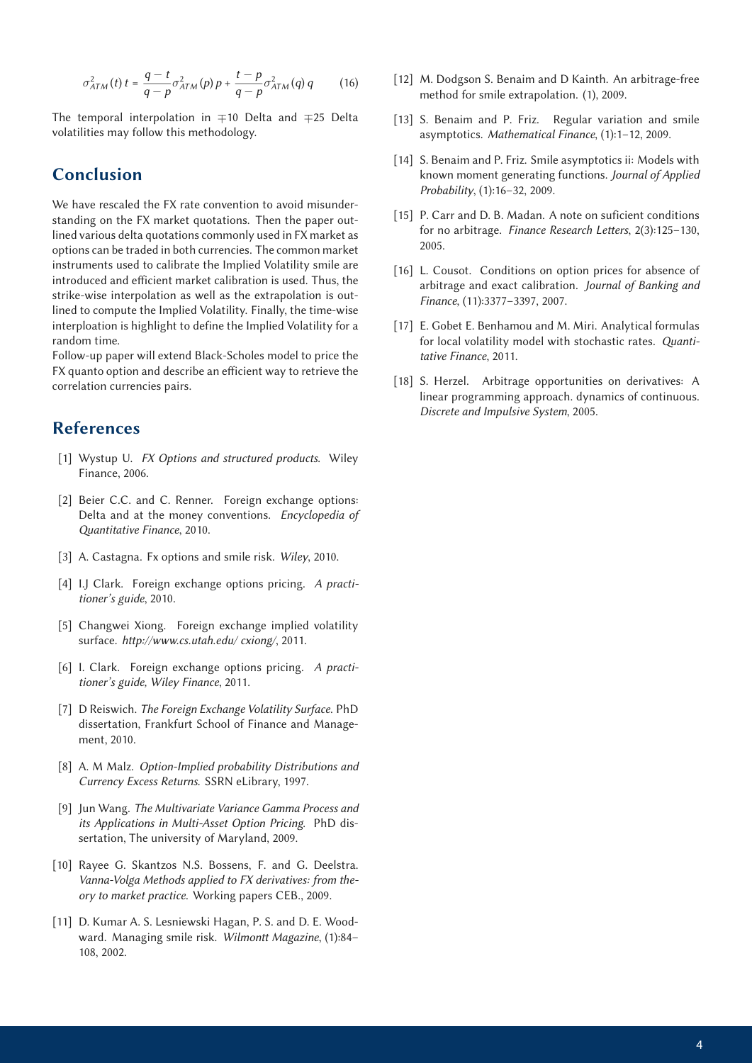$$\sigma^2_{ATM}(t)\,t = \frac{q-t}{q-p}\sigma^2_{ATM}(p)\,p + \frac{t-p}{q-p}\sigma^2_{ATM}(q)\,q \qquad (16)$$

The temporal interpolation in $\mp 10$ Delta and $\mp 25$ Delta volatilities may follow this methodology.

## Conclusion

We have rescaled the FX rate convention to avoid misunderstanding on the FX market quotations. Then the paper outlined various delta quotations commonly used in FX market as options can be traded in both currencies. The common market instruments used to calibrate the Implied Volatility smile are introduced and efficient market calibration is used. Thus, the strike-wise interpolation as well as the extrapolation is outlined to compute the Implied Volatility. Finally, the time-wise interploation is highlight to define the Implied Volatility for a random time.

Follow-up paper will extend Black-Scholes model to price the FX quanto option and describe an efficient way to retrieve the correlation currencies pairs.

## References

[1] Wystup U. *FX Options and structured products*. Wiley Finance, 2006.

[2] Beier C.C. and C. Renner. Foreign exchange options: Delta and at the money conventions. *Encyclopedia of Quantitative Finance*, 2010.

[3] A. Castagna. Fx options and smile risk. *Wiley*, 2010.

[4] I.J Clark. Foreign exchange options pricing. *A practitioner's guide*, 2010.

[5] Changwei Xiong. Foreign exchange implied volatility surface. *http://www.cs.utah.edu/ cxiong/*, 2011.

[6] I. Clark. Foreign exchange options pricing. *A practitioner's guide, Wiley Finance*, 2011.

[7] D Reiswich. *The Foreign Exchange Volatility Surface*. PhD dissertation, Frankfurt School of Finance and Management, 2010.

[8] A. M Malz. *Option-Implied probability Distributions and Currency Excess Returns*. SSRN eLibrary, 1997.

[9] Jun Wang. *The Multivariate Variance Gamma Process and its Applications in Multi-Asset Option Pricing*. PhD dissertation, The university of Maryland, 2009.

[10] Rayee G. Skantzos N.S. Bossens, F. and G. Deelstra. *Vanna-Volga Methods applied to FX derivatives: from theory to market practice*. Working papers CEB., 2009.

[11] D. Kumar A. S. Lesniewski Hagan, P. S. and D. E. Woodward. Managing smile risk. *Wilmontt Magazine*, (1):84–108, 2002.

[12] M. Dodgson S. Benaim and D Kainth. An arbitrage-free method for smile extrapolation. (1), 2009.

[13] S. Benaim and P. Friz. Regular variation and smile asymptotics. *Mathematical Finance*, (1):1–12, 2009.

[14] S. Benaim and P. Friz. Smile asymptotics ii: Models with known moment generating functions. *Journal of Applied Probability*, (1):16–32, 2009.

[15] P. Carr and D. B. Madan. A note on suficient conditions for no arbitrage. *Finance Research Letters*, 2(3):125–130, 2005.

[16] L. Cousot. Conditions on option prices for absence of arbitrage and exact calibration. *Journal of Banking and Finance*, (11):3377–3397, 2007.

[17] E. Gobet E. Benhamou and M. Miri. Analytical formulas for local volatility model with stochastic rates. *Quantitative Finance*, 2011.

[18] S. Herzel. Arbitrage opportunities on derivatives: A linear programming approach. dynamics of continuous. *Discrete and Impulsive System*, 2005.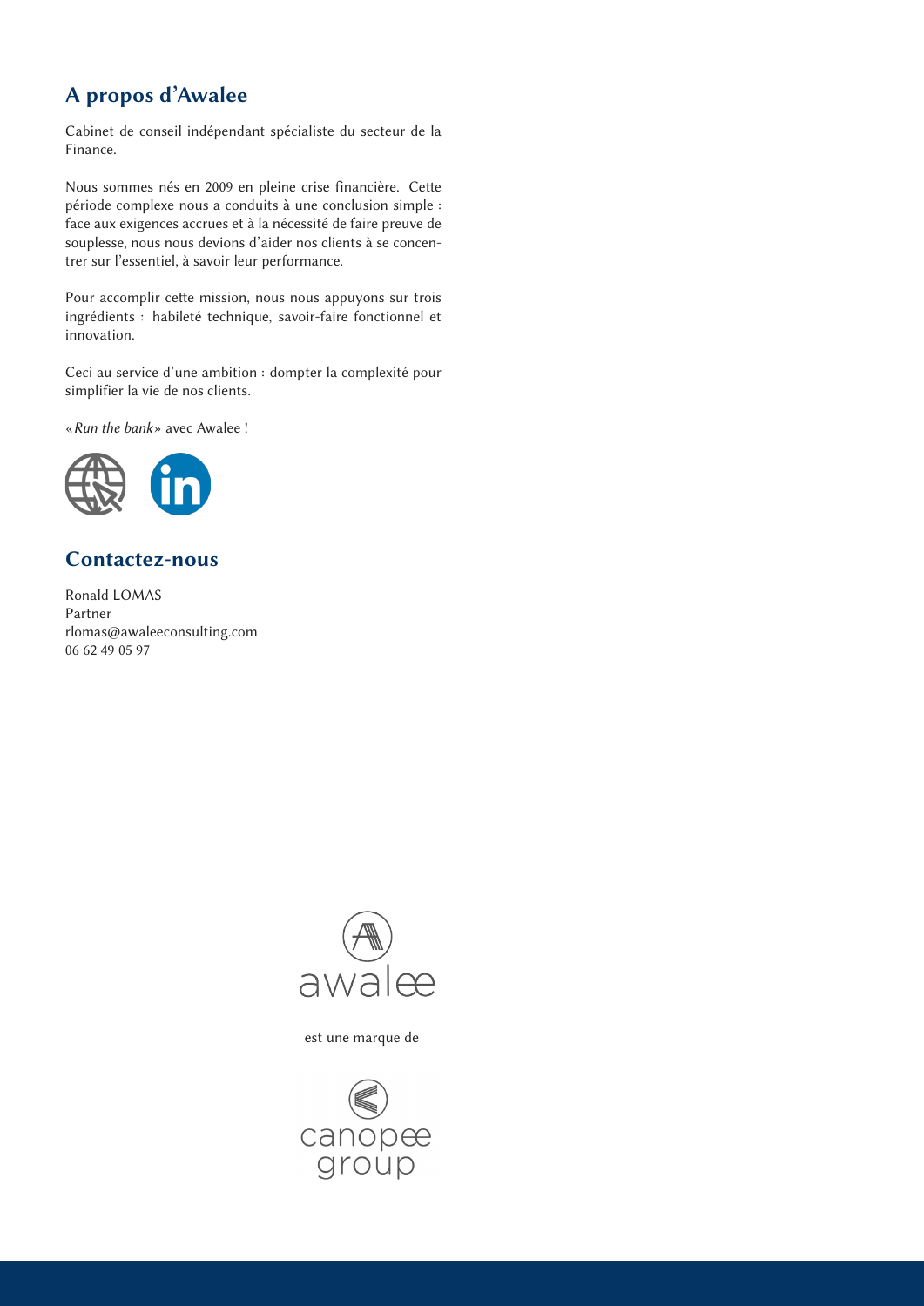## A propos d'Awalee

Cabinet de conseil indépendant spécialiste du secteur de la Finance.

Nous sommes nés en 2009 en pleine crise financière. Cette période complexe nous a conduits à une conclusion simple : face aux exigences accrues et à la nécessité de faire preuve de souplesse, nous nous devions d'aider nos clients à se concentrer sur l'essentiel, à savoir leur performance.

Pour accomplir cette mission, nous nous appuyons sur trois ingrédients : habileté technique, savoir-faire fonctionnel et innovation.

Ceci au service d'une ambition : dompter la complexité pour simplifier la vie de nos clients.

«*Run the bank*» avec Awalee !

## Contactez-nous

Ronald LOMAS
Partner
rlomas@awaleeconsulting.com
06 62 49 05 97

awalee

est une marque de

canopee group